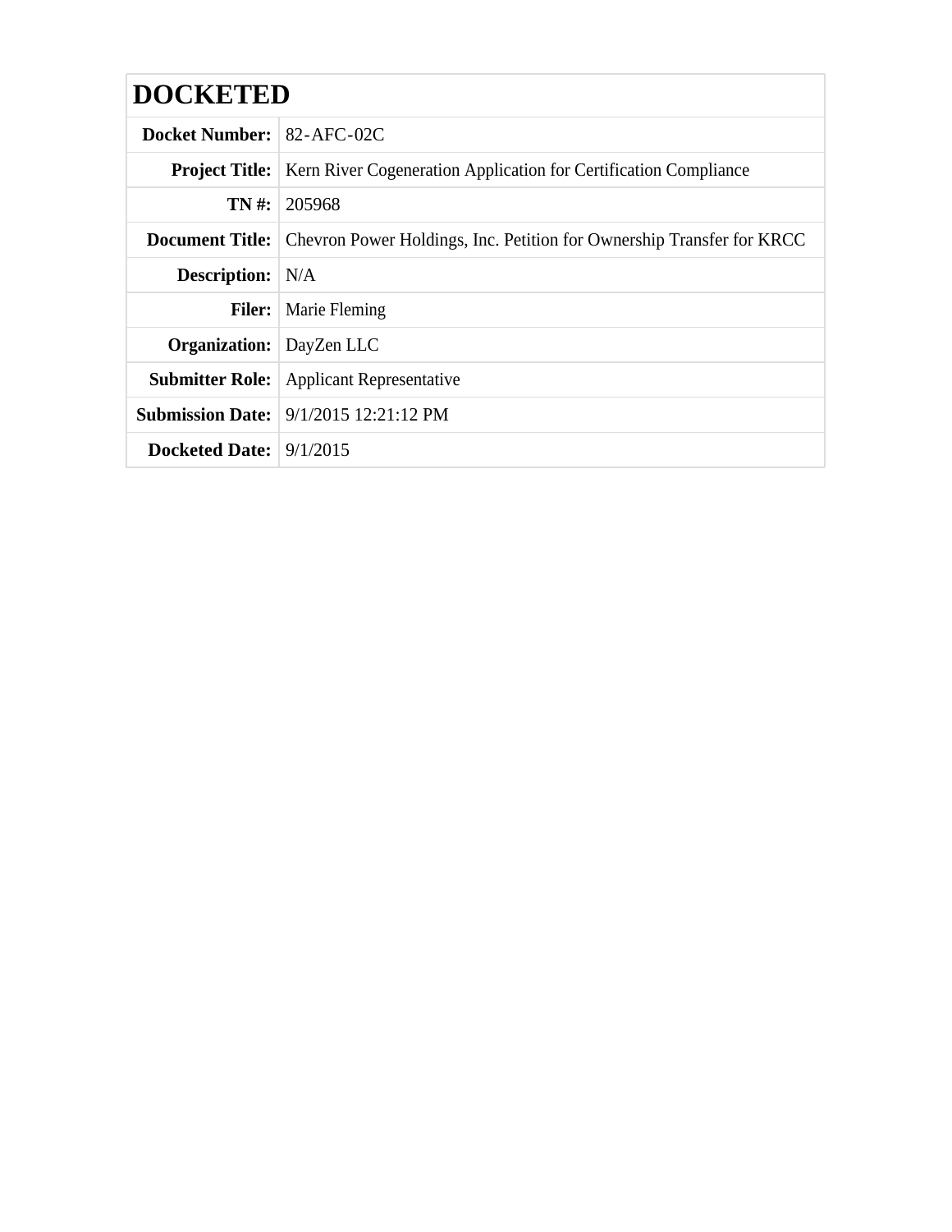# DOCKETED

| | |
|---|---|
| **Docket Number:** | 82-AFC-02C |
| **Project Title:** | Kern River Cogeneration Application for Certification Compliance |
| **TN #:** | 205968 |
| **Document Title:** | Chevron Power Holdings, Inc. Petition for Ownership Transfer for KRCC |
| **Description:** | N/A |
| **Filer:** | Marie Fleming |
| **Organization:** | DayZen LLC |
| **Submitter Role:** | Applicant Representative |
| **Submission Date:** | 9/1/2015 12:21:12 PM |
| **Docketed Date:** | 9/1/2015 |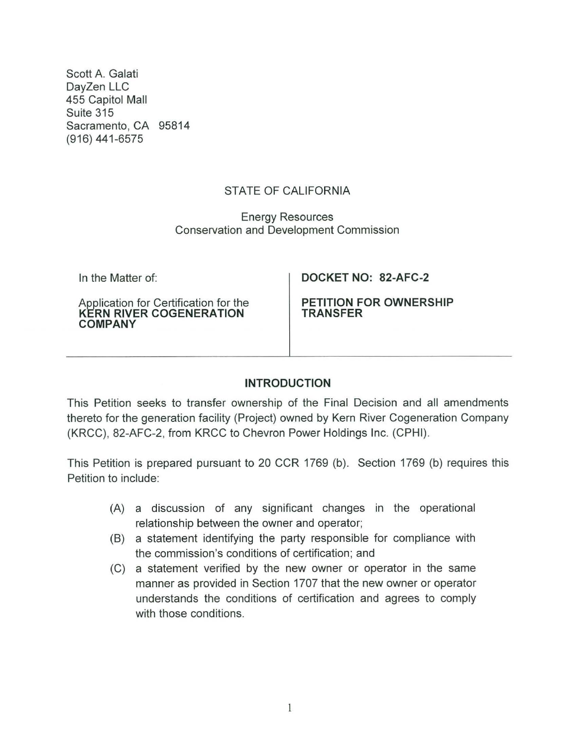Scott A. Galati
DayZen LLC
455 Capitol Mall
Suite 315
Sacramento, CA 95814
(916) 441-6575

STATE OF CALIFORNIA

Energy Resources
Conservation and Development Commission

| In the Matter of:<br><br>Application for Certification for the **KERN RIVER COGENERATION COMPANY** | **DOCKET NO: 82-AFC-2**<br><br>**PETITION FOR OWNERSHIP TRANSFER** |
|---|---|

## INTRODUCTION

This Petition seeks to transfer ownership of the Final Decision and all amendments thereto for the generation facility (Project) owned by Kern River Cogeneration Company (KRCC), 82-AFC-2, from KRCC to Chevron Power Holdings Inc. (CPHI).

This Petition is prepared pursuant to 20 CCR 1769 (b). Section 1769 (b) requires this Petition to include:

(A) a discussion of any significant changes in the operational relationship between the owner and operator;

(B) a statement identifying the party responsible for compliance with the commission's conditions of certification; and

(C) a statement verified by the new owner or operator in the same manner as provided in Section 1707 that the new owner or operator understands the conditions of certification and agrees to comply with those conditions.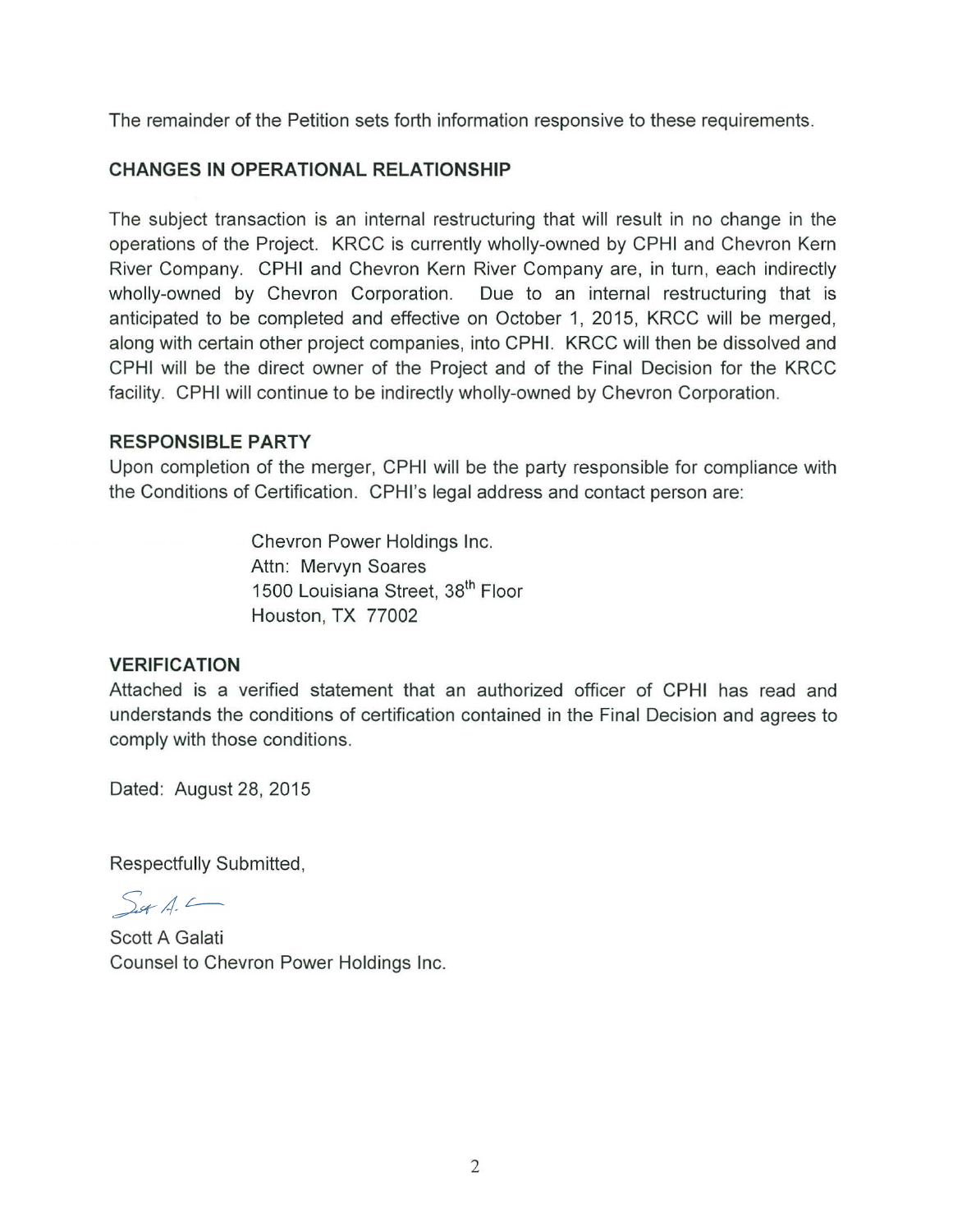The remainder of the Petition sets forth information responsive to these requirements.

## CHANGES IN OPERATIONAL RELATIONSHIP

The subject transaction is an internal restructuring that will result in no change in the operations of the Project. KRCC is currently wholly-owned by CPHI and Chevron Kern River Company. CPHI and Chevron Kern River Company are, in turn, each indirectly wholly-owned by Chevron Corporation. Due to an internal restructuring that is anticipated to be completed and effective on October 1, 2015, KRCC will be merged, along with certain other project companies, into CPHI. KRCC will then be dissolved and CPHI will be the direct owner of the Project and of the Final Decision for the KRCC facility. CPHI will continue to be indirectly wholly-owned by Chevron Corporation.

## RESPONSIBLE PARTY

Upon completion of the merger, CPHI will be the party responsible for compliance with the Conditions of Certification. CPHI's legal address and contact person are:

> Chevron Power Holdings Inc.
> Attn: Mervyn Soares
> 1500 Louisiana Street, 38th Floor
> Houston, TX 77002

## VERIFICATION

Attached is a verified statement that an authorized officer of CPHI has read and understands the conditions of certification contained in the Final Decision and agrees to comply with those conditions.

Dated: August 28, 2015

Respectfully Submitted,

Scott A Galati
Counsel to Chevron Power Holdings Inc.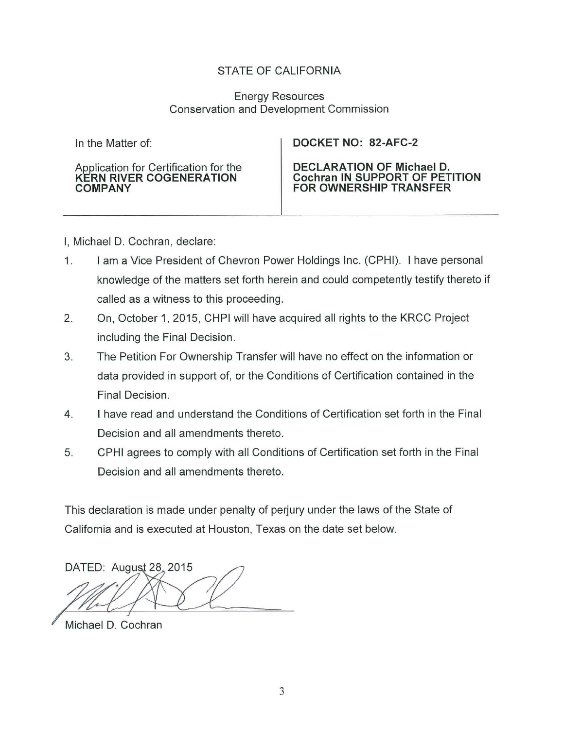STATE OF CALIFORNIA

Energy Resources
Conservation and Development Commission

| | |
|---|---|
| In the Matter of:<br><br>Application for Certification for the **KERN RIVER COGENERATION COMPANY** | **DOCKET NO: 82-AFC-2**<br><br>**DECLARATION OF Michael D. Cochran IN SUPPORT OF PETITION FOR OWNERSHIP TRANSFER** |

I, Michael D. Cochran, declare:

1. I am a Vice President of Chevron Power Holdings Inc. (CPHI). I have personal knowledge of the matters set forth herein and could competently testify thereto if called as a witness to this proceeding.
2. On, October 1, 2015, CHPI will have acquired all rights to the KRCC Project including the Final Decision.
3. The Petition For Ownership Transfer will have no effect on the information or data provided in support of, or the Conditions of Certification contained in the Final Decision.
4. I have read and understand the Conditions of Certification set forth in the Final Decision and all amendments thereto.
5. CPHI agrees to comply with all Conditions of Certification set forth in the Final Decision and all amendments thereto.

This declaration is made under penalty of perjury under the laws of the State of California and is executed at Houston, Texas on the date set below.

DATED: August 28, 2015

Michael D. Cochran